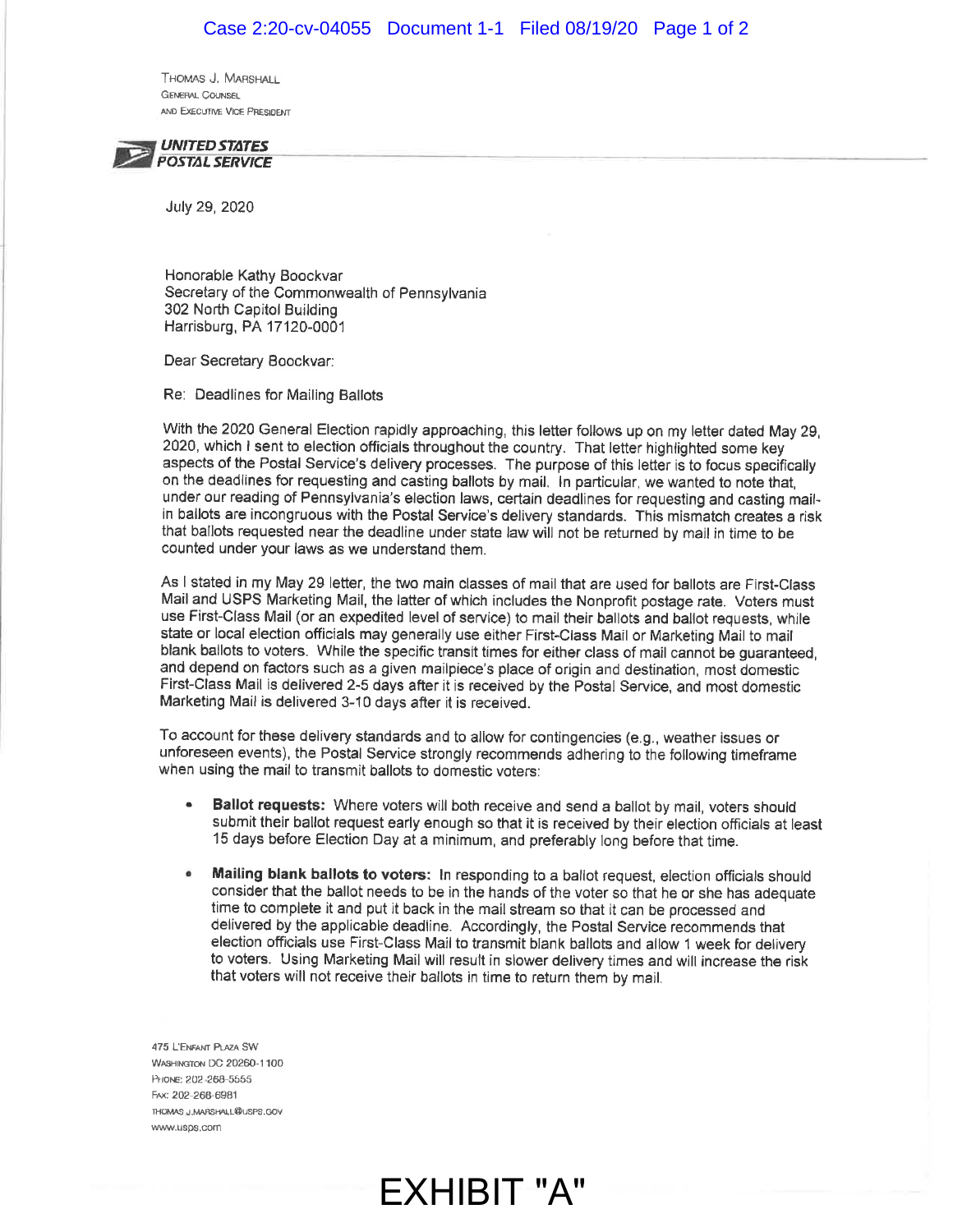THOMAS J. MARSHALL
GENERAL COUNSEL
AND EXECUTIVE VICE PRESIDENT

**UNITED STATES POSTAL SERVICE**

July 29, 2020

Honorable Kathy Boockvar
Secretary of the Commonwealth of Pennsylvania
302 North Capitol Building
Harrisburg, PA 17120-0001

Dear Secretary Boockvar:

Re: Deadlines for Mailing Ballots

With the 2020 General Election rapidly approaching, this letter follows up on my letter dated May 29, 2020, which I sent to election officials throughout the country. That letter highlighted some key aspects of the Postal Service's delivery processes. The purpose of this letter is to focus specifically on the deadlines for requesting and casting ballots by mail. In particular, we wanted to note that, under our reading of Pennsylvania's election laws, certain deadlines for requesting and casting mail-in ballots are incongruous with the Postal Service's delivery standards. This mismatch creates a risk that ballots requested near the deadline under state law will not be returned by mail in time to be counted under your laws as we understand them.

As I stated in my May 29 letter, the two main classes of mail that are used for ballots are First-Class Mail and USPS Marketing Mail, the latter of which includes the Nonprofit postage rate. Voters must use First-Class Mail (or an expedited level of service) to mail their ballots and ballot requests, while state or local election officials may generally use either First-Class Mail or Marketing Mail to mail blank ballots to voters. While the specific transit times for either class of mail cannot be guaranteed, and depend on factors such as a given mailpiece's place of origin and destination, most domestic First-Class Mail is delivered 2-5 days after it is received by the Postal Service, and most domestic Marketing Mail is delivered 3-10 days after it is received.

To account for these delivery standards and to allow for contingencies (e.g., weather issues or unforeseen events), the Postal Service strongly recommends adhering to the following timeframe when using the mail to transmit ballots to domestic voters:

- **Ballot requests:** Where voters will both receive and send a ballot by mail, voters should submit their ballot request early enough so that it is received by their election officials at least 15 days before Election Day at a minimum, and preferably long before that time.
- **Mailing blank ballots to voters:** In responding to a ballot request, election officials should consider that the ballot needs to be in the hands of the voter so that he or she has adequate time to complete it and put it back in the mail stream so that it can be processed and delivered by the applicable deadline. Accordingly, the Postal Service recommends that election officials use First-Class Mail to transmit blank ballots and allow 1 week for delivery to voters. Using Marketing Mail will result in slower delivery times and will increase the risk that voters will not receive their ballots in time to return them by mail.

475 L'ENFANT PLAZA SW
WASHINGTON DC 20260-1100
PHONE: 202-268-5555
FAX: 202-268-6981
THOMAS.J.MARSHALL@USPS.GOV
www.usps.com

EXHIBIT "A"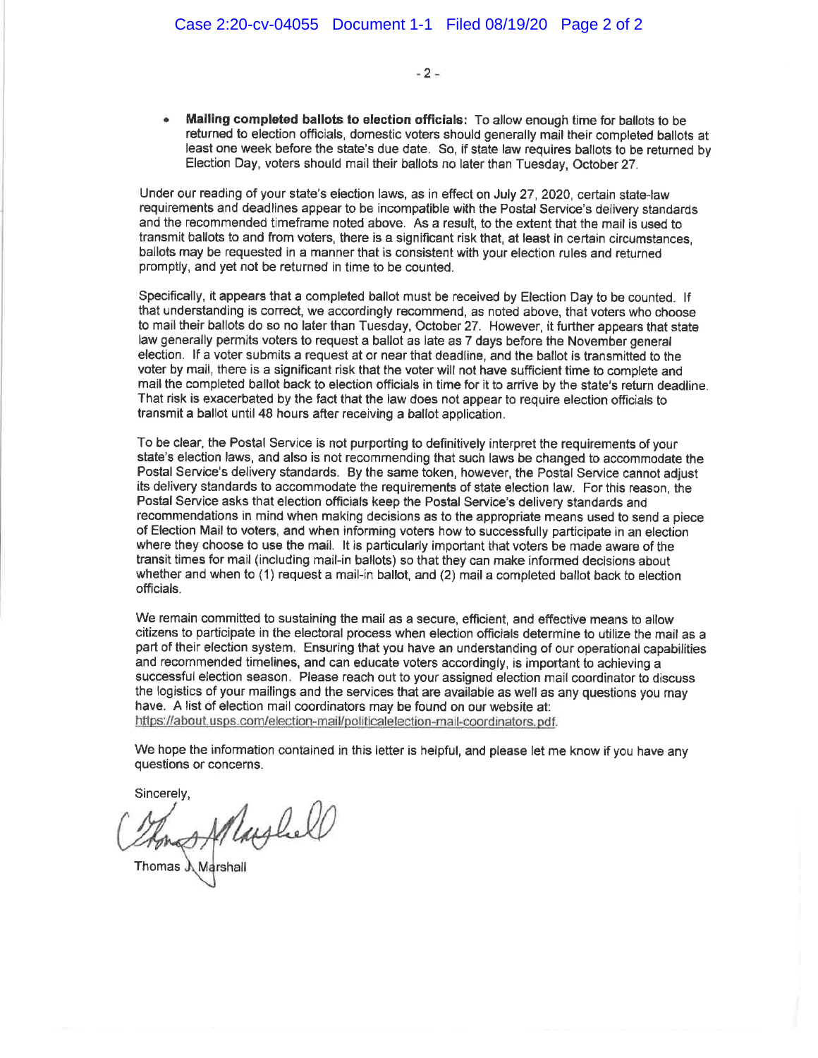- **Mailing completed ballots to election officials:** To allow enough time for ballots to be returned to election officials, domestic voters should generally mail their completed ballots at least one week before the state's due date. So, if state law requires ballots to be returned by Election Day, voters should mail their ballots no later than Tuesday, October 27.

Under our reading of your state's election laws, as in effect on July 27, 2020, certain state-law requirements and deadlines appear to be incompatible with the Postal Service's delivery standards and the recommended timeframe noted above. As a result, to the extent that the mail is used to transmit ballots to and from voters, there is a significant risk that, at least in certain circumstances, ballots may be requested in a manner that is consistent with your election rules and returned promptly, and yet not be returned in time to be counted.

Specifically, it appears that a completed ballot must be received by Election Day to be counted. If that understanding is correct, we accordingly recommend, as noted above, that voters who choose to mail their ballots do so no later than Tuesday, October 27. However, it further appears that state law generally permits voters to request a ballot as late as 7 days before the November general election. If a voter submits a request at or near that deadline, and the ballot is transmitted to the voter by mail, there is a significant risk that the voter will not have sufficient time to complete and mail the completed ballot back to election officials in time for it to arrive by the state's return deadline. That risk is exacerbated by the fact that the law does not appear to require election officials to transmit a ballot until 48 hours after receiving a ballot application.

To be clear, the Postal Service is not purporting to definitively interpret the requirements of your state's election laws, and also is not recommending that such laws be changed to accommodate the Postal Service's delivery standards. By the same token, however, the Postal Service cannot adjust its delivery standards to accommodate the requirements of state election law. For this reason, the Postal Service asks that election officials keep the Postal Service's delivery standards and recommendations in mind when making decisions as to the appropriate means used to send a piece of Election Mail to voters, and when informing voters how to successfully participate in an election where they choose to use the mail. It is particularly important that voters be made aware of the transit times for mail (including mail-in ballots) so that they can make informed decisions about whether and when to (1) request a mail-in ballot, and (2) mail a completed ballot back to election officials.

We remain committed to sustaining the mail as a secure, efficient, and effective means to allow citizens to participate in the electoral process when election officials determine to utilize the mail as a part of their election system. Ensuring that you have an understanding of our operational capabilities and recommended timelines, and can educate voters accordingly, is important to achieving a successful election season. Please reach out to your assigned election mail coordinator to discuss the logistics of your mailings and the services that are available as well as any questions you may have. A list of election mail coordinators may be found on our website at: https://about.usps.com/election-mail/politicalelection-mail-coordinators.pdf.

We hope the information contained in this letter is helpful, and please let me know if you have any questions or concerns.

Sincerely,

Thomas J. Marshall